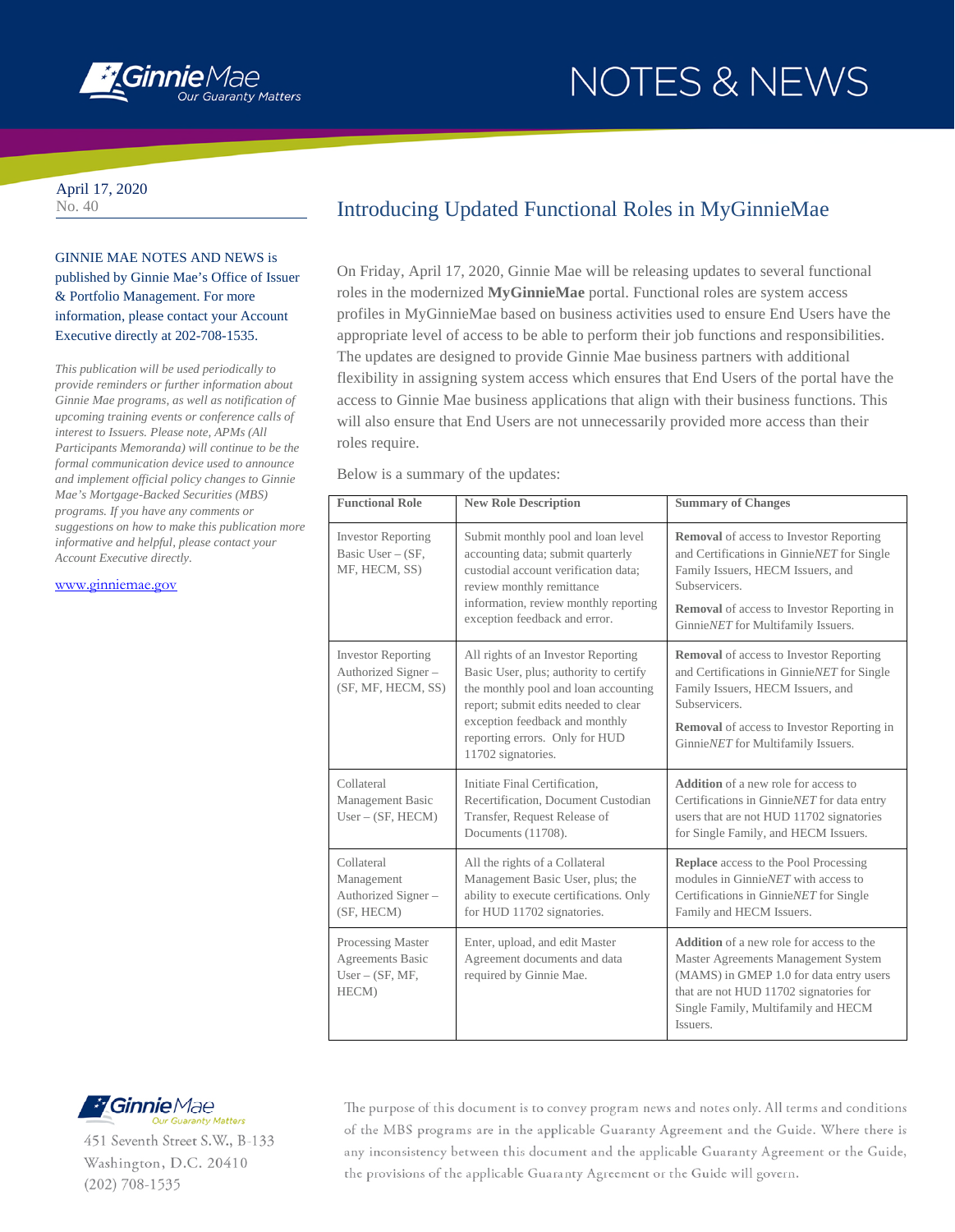# NOTES & NEWS

April 17, 2020
No. 40

GINNIE MAE NOTES AND NEWS is published by Ginnie Mae's Office of Issuer & Portfolio Management. For more information, please contact your Account Executive directly at 202-708-1535.

*This publication will be used periodically to provide reminders or further information about Ginnie Mae programs, as well as notification of upcoming training events or conference calls of interest to Issuers. Please note, APMs (All Participants Memoranda) will continue to be the formal communication device used to announce and implement official policy changes to Ginnie Mae's Mortgage-Backed Securities (MBS) programs. If you have any comments or suggestions on how to make this publication more informative and helpful, please contact your Account Executive directly.*

www.ginniemae.gov

## Introducing Updated Functional Roles in MyGinnieMae

On Friday, April 17, 2020, Ginnie Mae will be releasing updates to several functional roles in the modernized **MyGinnieMae** portal. Functional roles are system access profiles in MyGinnieMae based on business activities used to ensure End Users have the appropriate level of access to be able to perform their job functions and responsibilities. The updates are designed to provide Ginnie Mae business partners with additional flexibility in assigning system access which ensures that End Users of the portal have the access to Ginnie Mae business applications that align with their business functions. This will also ensure that End Users are not unnecessarily provided more access than their roles require.

Below is a summary of the updates:

| Functional Role | New Role Description | Summary of Changes |
|---|---|---|
| Investor Reporting Basic User – (SF, MF, HECM, SS) | Submit monthly pool and loan level accounting data; submit quarterly custodial account verification data; review monthly remittance information, review monthly reporting exception feedback and error. | **Removal** of access to Investor Reporting and Certifications in Ginnie*NET* for Single Family Issuers, HECM Issuers, and Subservicers.<br><br>**Removal** of access to Investor Reporting in Ginnie*NET* for Multifamily Issuers. |
| Investor Reporting Authorized Signer – (SF, MF, HECM, SS) | All rights of an Investor Reporting Basic User, plus; authority to certify the monthly pool and loan accounting report; submit edits needed to clear exception feedback and monthly reporting errors. Only for HUD 11702 signatories. | **Removal** of access to Investor Reporting and Certifications in Ginnie*NET* for Single Family Issuers, HECM Issuers, and Subservicers.<br><br>**Removal** of access to Investor Reporting in Ginnie*NET* for Multifamily Issuers. |
| Collateral Management Basic User – (SF, HECM) | Initiate Final Certification, Recertification, Document Custodian Transfer, Request Release of Documents (11708). | **Addition** of a new role for access to Certifications in Ginnie*NET* for data entry users that are not HUD 11702 signatories for Single Family, and HECM Issuers. |
| Collateral Management Authorized Signer – (SF, HECM) | All the rights of a Collateral Management Basic User, plus; the ability to execute certifications. Only for HUD 11702 signatories. | **Replace** access to the Pool Processing modules in Ginnie*NET* with access to Certifications in Ginnie*NET* for Single Family and HECM Issuers. |
| Processing Master Agreements Basic User – (SF, MF, HECM) | Enter, upload, and edit Master Agreement documents and data required by Ginnie Mae. | **Addition** of a new role for access to the Master Agreements Management System (MAMS) in GMEP 1.0 for data entry users that are not HUD 11702 signatories for Single Family, Multifamily and HECM Issuers. |

451 Seventh Street S.W., B-133
Washington, D.C. 20410
(202) 708-1535

The purpose of this document is to convey program news and notes only. All terms and conditions of the MBS programs are in the applicable Guaranty Agreement and the Guide. Where there is any inconsistency between this document and the applicable Guaranty Agreement or the Guide, the provisions of the applicable Guaranty Agreement or the Guide will govern.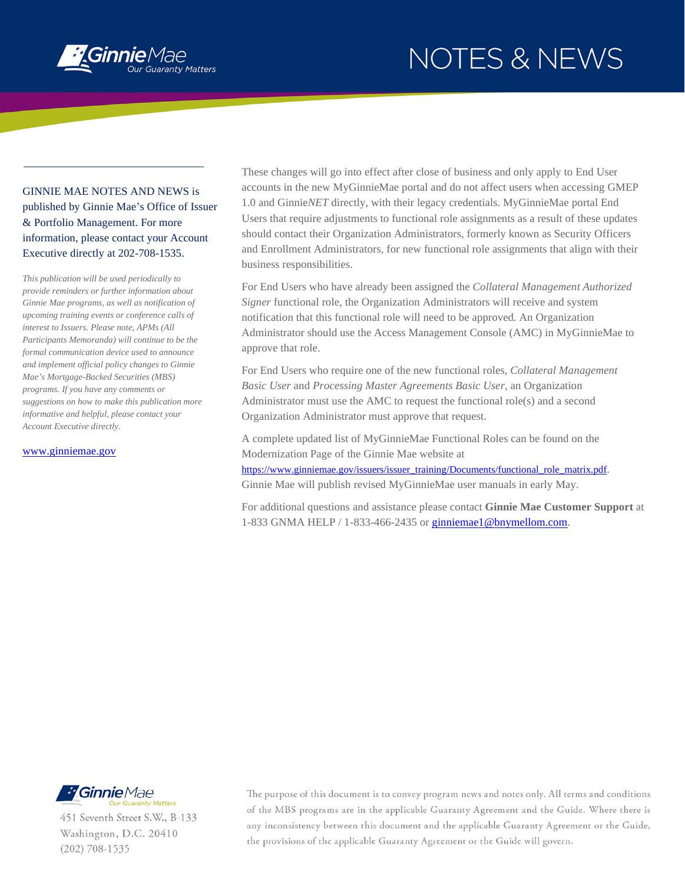GINNIE MAE NOTES AND NEWS is published by Ginnie Mae's Office of Issuer & Portfolio Management. For more information, please contact your Account Executive directly at 202-708-1535.

*This publication will be used periodically to provide reminders or further information about Ginnie Mae programs, as well as notification of upcoming training events or conference calls of interest to Issuers. Please note, APMs (All Participants Memoranda) will continue to be the formal communication device used to announce and implement official policy changes to Ginnie Mae's Mortgage-Backed Securities (MBS) programs. If you have any comments or suggestions on how to make this publication more informative and helpful, please contact your Account Executive directly.*

[www.ginniemae.gov](http://www.ginniemae.gov)

These changes will go into effect after close of business and only apply to End User accounts in the new MyGinnieMae portal and do not affect users when accessing GMEP 1.0 and Ginnie*NET* directly, with their legacy credentials. MyGinnieMae portal End Users that require adjustments to functional role assignments as a result of these updates should contact their Organization Administrators, formerly known as Security Officers and Enrollment Administrators, for new functional role assignments that align with their business responsibilities.

For End Users who have already been assigned the *Collateral Management Authorized Signer* functional role, the Organization Administrators will receive and system notification that this functional role will need to be approved. An Organization Administrator should use the Access Management Console (AMC) in MyGinnieMae to approve that role.

For End Users who require one of the new functional roles, *Collateral Management Basic User* and *Processing Master Agreements Basic User*, an Organization Administrator must use the AMC to request the functional role(s) and a second Organization Administrator must approve that request.

A complete updated list of MyGinnieMae Functional Roles can be found on the Modernization Page of the Ginnie Mae website at [https://www.ginniemae.gov/issuers/issuer_training/Documents/functional_role_matrix.pdf](https://www.ginniemae.gov/issuers/issuer_training/Documents/functional_role_matrix.pdf). Ginnie Mae will publish revised MyGinnieMae user manuals in early May.

For additional questions and assistance please contact **Ginnie Mae Customer Support** at 1-833 GNMA HELP / 1-833-466-2435 or [ginniemae1@bnymellom.com](mailto:ginniemae1@bnymellom.com).

451 Seventh Street S.W., B-133
Washington, D.C. 20410
(202) 708-1535

The purpose of this document is to convey program news and notes only. All terms and conditions of the MBS programs are in the applicable Guaranty Agreement and the Guide. Where there is any inconsistency between this document and the applicable Guaranty Agreement or the Guide, the provisions of the applicable Guaranty Agreement or the Guide will govern.